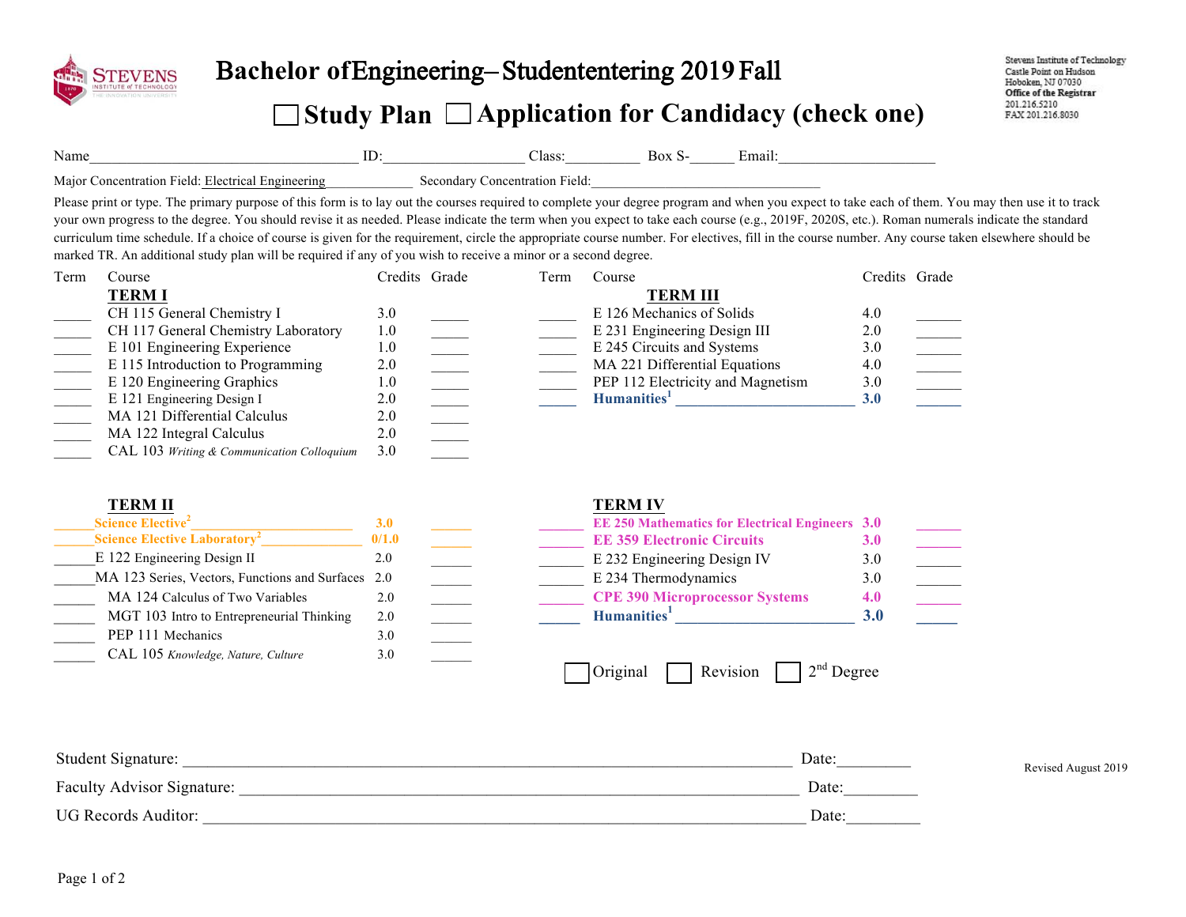# Bachelor of Engineering – Student entering 2019 Fall

## ☐ Study Plan ☐ Application for Candidacy (check one)

Stevens Institute of Technology
Castle Point on Hudson
Hoboken, NJ 07030
**Office of the Registrar**
201.216.5210
FAX 201.216.8030

Name____________________________________ ID:__________________ Class:__________ Box S-______ Email:_____________________

Major Concentration Field: Electrical Engineering_____________ Secondary Concentration Field:________________________________

Please print or type. The primary purpose of this form is to lay out the courses required to complete your degree program and when you expect to take each of them. You may then use it to track your own progress to the degree. You should revise it as needed. Please indicate the term when you expect to take each course (e.g., 2019F, 2020S, etc.). Roman numerals indicate the standard curriculum time schedule. If a choice of course is given for the requirement, circle the appropriate course number. For electives, fill in the course number. Any course taken elsewhere should be marked TR. An additional study plan will be required if any of you wish to receive a minor or a second degree.

| Term | Course | Credits | Grade |
|---|---|---|---|
| | **TERM I** | | |
| _____ | CH 115 General Chemistry I | 3.0 | _____ |
| _____ | CH 117 General Chemistry Laboratory | 1.0 | _____ |
| _____ | E 101 Engineering Experience | 1.0 | _____ |
| _____ | E 115 Introduction to Programming | 2.0 | _____ |
| _____ | E 120 Engineering Graphics | 1.0 | _____ |
| _____ | E 121 Engineering Design I | 2.0 | _____ |
| _____ | MA 121 Differential Calculus | 2.0 | _____ |
| _____ | MA 122 Integral Calculus | 2.0 | _____ |
| _____ | CAL 103 *Writing & Communication Colloquium* | 3.0 | _____ |
| | **TERM II** | | |
| _____ | **Science Elective[2]** _____________________ | **3.0** | _____ |
| _____ | **Science Elective Laboratory[2]** _____________ | **0/1.0** | _____ |
| _____ | E 122 Engineering Design II | 2.0 | _____ |
| _____ | MA 123 Series, Vectors, Functions and Surfaces | 2.0 | _____ |
| _____ | MA 124 Calculus of Two Variables | 2.0 | _____ |
| _____ | MGT 103 Intro to Entrepreneurial Thinking | 2.0 | _____ |
| _____ | PEP 111 Mechanics | 3.0 | _____ |
| _____ | CAL 105 *Knowledge, Nature, Culture* | 3.0 | _____ |

| Term | Course | Credits | Grade |
|---|---|---|---|
| | **TERM III** | | |
| _____ | E 126 Mechanics of Solids | 4.0 | _____ |
| _____ | E 231 Engineering Design III | 2.0 | _____ |
| _____ | E 245 Circuits and Systems | 3.0 | _____ |
| _____ | MA 221 Differential Equations | 4.0 | _____ |
| _____ | PEP 112 Electricity and Magnetism | 3.0 | _____ |
| _____ | **Humanities[1]** ________________________ | **3.0** | _____ |
| | **TERM IV** | | |
| _____ | **EE 250 Mathematics for Electrical Engineers** | **3.0** | _____ |
| _____ | **EE 359 Electronic Circuits** | **3.0** | _____ |
| _____ | E 232 Engineering Design IV | 3.0 | _____ |
| _____ | E 234 Thermodynamics | 3.0 | _____ |
| _____ | **CPE 390 Microprocessor Systems** | **4.0** | _____ |
| _____ | **Humanities[1]** ________________________ | **3.0** | _____ |

☐ Original ☐ Revision ☐ 2nd Degree

Student Signature: ____________________________________________________________ Date:_________

Faculty Advisor Signature: ______________________________________________________ Date:_________

UG Records Auditor: ___________________________________________________________ Date:_________

Revised August 2019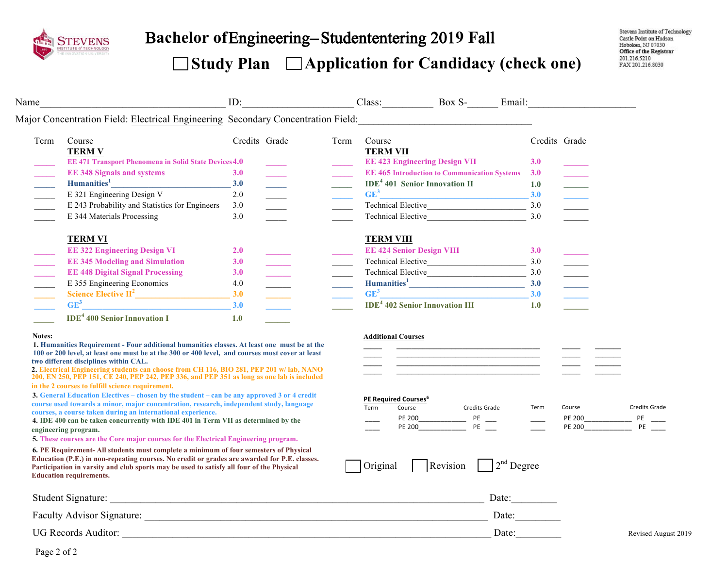# Bachelor of Engineering– Student entering 2019 Fall

☐ Study Plan ☐ Application for Candidacy (check one)

Stevens Institute of Technology
Castle Point on Hudson
Hoboken, NJ 07030
Office of the Registrar
201.216.5210
FAX 201.216.8030

Name_________________________________ ID:____________________ Class:_________ Box S-______ Email:____________________

Major Concentration Field: Electrical Engineering Secondary Concentration Field:______________________________

| Term | Course | Credits | Grade | Term | Course | Credits | Grade |
|---|---|---|---|---|---|---|---|
| | **TERM V** | | | | **TERM VII** | | |
| _____ | **EE 471 Transport Phenomena in Solid State Devices** | 4.0 | _____ | _____ | **EE 423 Engineering Design VII** | 3.0 | _____ |
| _____ | **EE 348 Signals and systems** | 3.0 | _____ | _____ | **EE 465 Introduction to Communication Systems** | 3.0 | _____ |
| _____ | **Humanities[1]**_______________ | 3.0 | _____ | _____ | **IDE[4] 401 Senior Innovation II** | 1.0 | _____ |
| _____ | E 321 Engineering Design V | 2.0 | _____ | _____ | **GE[3]**_______________ | 3.0 | _____ |
| _____ | E 243 Probability and Statistics for Engineers | 3.0 | _____ | _____ | Technical Elective_______________ | 3.0 | _____ |
| _____ | E 344 Materials Processing | 3.0 | _____ | _____ | Technical Elective_______________ | 3.0 | _____ |
| | **TERM VI** | | | | **TERM VIII** | | |
| _____ | **EE 322 Engineering Design VI** | 2.0 | _____ | _____ | **EE 424 Senior Design VIII** | 3.0 | _____ |
| _____ | **EE 345 Modeling and Simulation** | 3.0 | _____ | _____ | Technical Elective_______________ | 3.0 | _____ |
| _____ | **EE 448 Digital Signal Processing** | 3.0 | _____ | _____ | Technical Elective_______________ | 3.0 | _____ |
| _____ | E 355 Engineering Economics | 4.0 | _____ | _____ | **Humanities[1]**_______________ | 3.0 | _____ |
| _____ | **Science Elective II[2]**_______________ | 3.0 | _____ | _____ | **GE[3]**_______________ | 3.0 | _____ |
| _____ | **GE[3]**_______________ | 3.0 | _____ | _____ | **IDE[4] 402 Senior Innovation III** | 1.0 | _____ |
| _____ | **IDE[4] 400 Senior Innovation I** | 1.0 | _____ | | | | |

**Notes:**

1. **Humanities Requirement - Four additional humanities classes. At least one must be at the 100 or 200 level, at least one must be at the 300 or 400 level, and courses must cover at least two different disciplines within CAL.**
2. **Electrical Engineering students can choose from CH 116, BIO 281, PEP 201 w/ lab, NANO 200, EN 250, PEP 151, CE 240, PEP 242, PEP 336, and PEP 351 as long as one lab is included in the 2 courses to fulfill science requirement.**
3. **General Education Electives – chosen by the student – can be any approved 3 or 4 credit course used towards a minor, major concentration, research, independent study, language courses, a course taken during an international experience.**
4. **IDE 400 can be taken concurrently with IDE 401 in Term VII as determined by the engineering program.**
5. **These courses are the Core major courses for the Electrical Engineering program.**
6. **PE Requirement- All students must complete a minimum of four semesters of Physical Education (P.E.) in non-repeating courses. No credit or grades are awarded for P.E. classes. Participation in varsity and club sports may be used to satisfy all four of the Physical Education requirements.**

**Additional Courses**

| | | | |
|---|---|---|---|
| _____ | ______________________________ | _____ | ______ |
| _____ | ______________________________ | _____ | ______ |
| _____ | ______________________________ | _____ | ______ |
| _____ | ______________________________ | _____ | ______ |

**PE Required Courses[6]**

| Term | Course | Credits | Grade | Term | Course | Credits | Grade |
|---|---|---|---|---|---|---|---|
| ____ | PE 200____________ | PE | ___ | ____ | PE 200____________ | PE | ____ |
| ____ | PE 200____________ | PE | ___ | ____ | PE 200____________ | PE | ____ |

☐ Original ☐ Revision ☐ 2nd Degree

Student Signature: ______________________________________________ Date:_________

Faculty Advisor Signature: ______________________________________________ Date:_________

UG Records Auditor: ______________________________________________ Date:_________

Revised August 2019